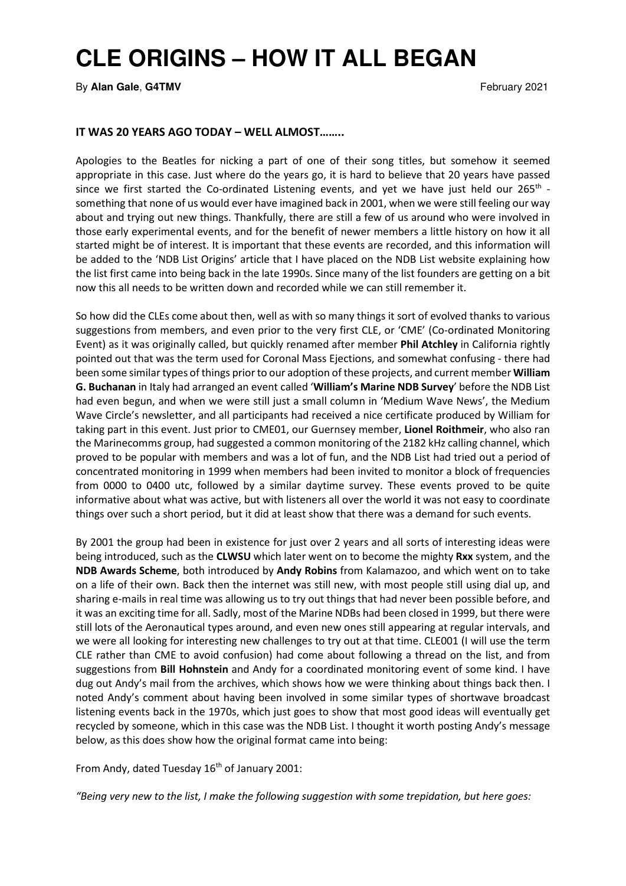# CLE ORIGINS – HOW IT ALL BEGAN

By **Alan Gale**, **G4TMV** February 2021

**IT WAS 20 YEARS AGO TODAY – WELL ALMOST……..**

Apologies to the Beatles for nicking a part of one of their song titles, but somehow it seemed appropriate in this case. Just where do the years go, it is hard to believe that 20 years have passed since we first started the Co-ordinated Listening events, and yet we have just held our 265th - something that none of us would ever have imagined back in 2001, when we were still feeling our way about and trying out new things. Thankfully, there are still a few of us around who were involved in those early experimental events, and for the benefit of newer members a little history on how it all started might be of interest. It is important that these events are recorded, and this information will be added to the 'NDB List Origins' article that I have placed on the NDB List website explaining how the list first came into being back in the late 1990s. Since many of the list founders are getting on a bit now this all needs to be written down and recorded while we can still remember it.

So how did the CLEs come about then, well as with so many things it sort of evolved thanks to various suggestions from members, and even prior to the very first CLE, or 'CME' (Co-ordinated Monitoring Event) as it was originally called, but quickly renamed after member **Phil Atchley** in California rightly pointed out that was the term used for Coronal Mass Ejections, and somewhat confusing - there had been some similar types of things prior to our adoption of these projects, and current member **William G. Buchanan** in Italy had arranged an event called '**William's Marine NDB Survey**' before the NDB List had even begun, and when we were still just a small column in 'Medium Wave News', the Medium Wave Circle's newsletter, and all participants had received a nice certificate produced by William for taking part in this event. Just prior to CME01, our Guernsey member, **Lionel Roithmeir**, who also ran the Marinecomms group, had suggested a common monitoring of the 2182 kHz calling channel, which proved to be popular with members and was a lot of fun, and the NDB List had tried out a period of concentrated monitoring in 1999 when members had been invited to monitor a block of frequencies from 0000 to 0400 utc, followed by a similar daytime survey. These events proved to be quite informative about what was active, but with listeners all over the world it was not easy to coordinate things over such a short period, but it did at least show that there was a demand for such events.

By 2001 the group had been in existence for just over 2 years and all sorts of interesting ideas were being introduced, such as the **CLWSU** which later went on to become the mighty **Rxx** system, and the **NDB Awards Scheme**, both introduced by **Andy Robins** from Kalamazoo, and which went on to take on a life of their own. Back then the internet was still new, with most people still using dial up, and sharing e-mails in real time was allowing us to try out things that had never been possible before, and it was an exciting time for all. Sadly, most of the Marine NDBs had been closed in 1999, but there were still lots of the Aeronautical types around, and even new ones still appearing at regular intervals, and we were all looking for interesting new challenges to try out at that time. CLE001 (I will use the term CLE rather than CME to avoid confusion) had come about following a thread on the list, and from suggestions from **Bill Hohnstein** and Andy for a coordinated monitoring event of some kind. I have dug out Andy's mail from the archives, which shows how we were thinking about things back then. I noted Andy's comment about having been involved in some similar types of shortwave broadcast listening events back in the 1970s, which just goes to show that most good ideas will eventually get recycled by someone, which in this case was the NDB List. I thought it worth posting Andy's message below, as this does show how the original format came into being:

From Andy, dated Tuesday 16th of January 2001:

*"Being very new to the list, I make the following suggestion with some trepidation, but here goes:*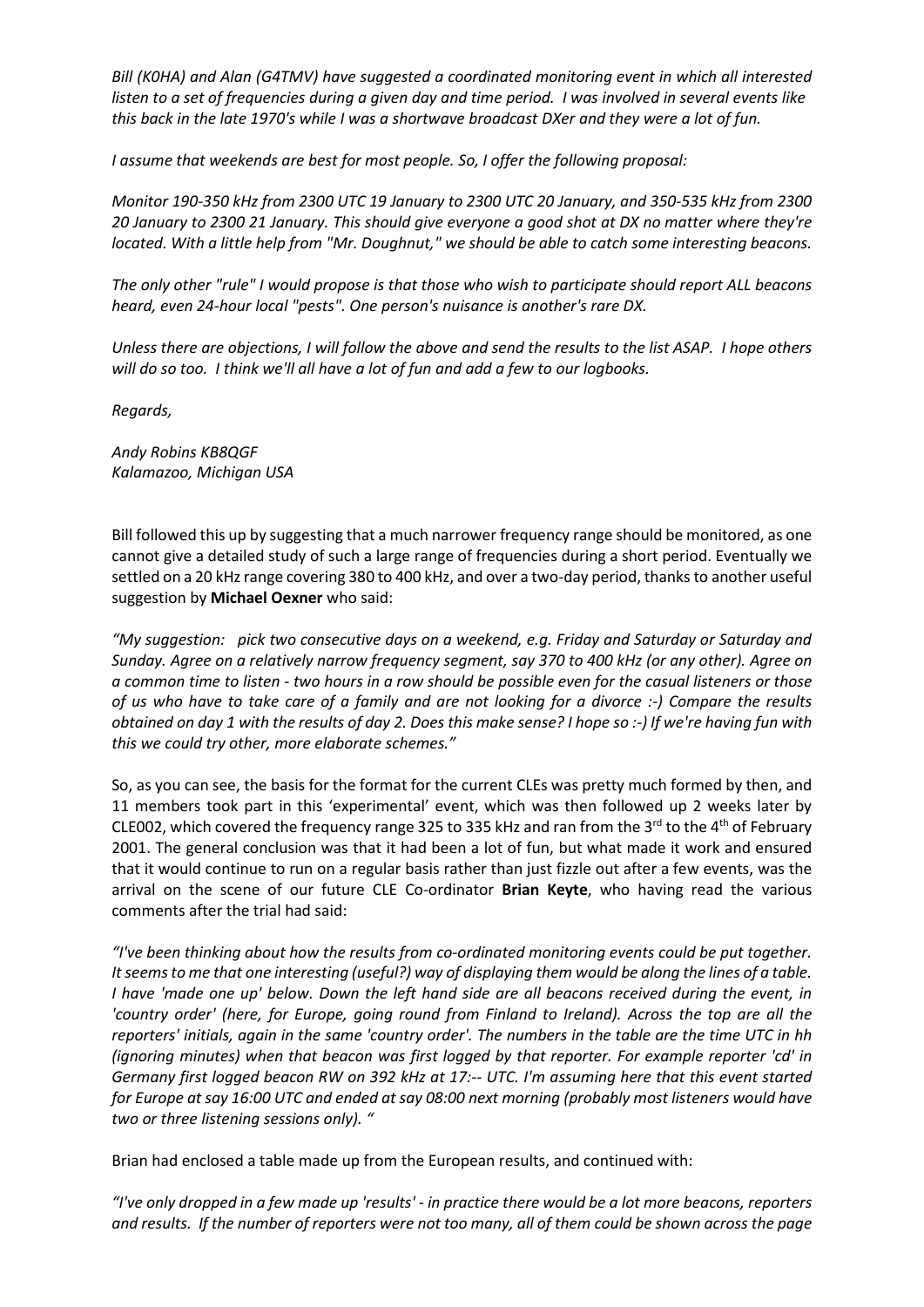*Bill (K0HA) and Alan (G4TMV) have suggested a coordinated monitoring event in which all interested listen to a set of frequencies during a given day and time period. I was involved in several events like this back in the late 1970's while I was a shortwave broadcast DXer and they were a lot of fun.*

*I assume that weekends are best for most people. So, I offer the following proposal:*

*Monitor 190-350 kHz from 2300 UTC 19 January to 2300 UTC 20 January, and 350-535 kHz from 2300 20 January to 2300 21 January. This should give everyone a good shot at DX no matter where they're located. With a little help from "Mr. Doughnut," we should be able to catch some interesting beacons.*

*The only other "rule" I would propose is that those who wish to participate should report ALL beacons heard, even 24-hour local "pests". One person's nuisance is another's rare DX.*

*Unless there are objections, I will follow the above and send the results to the list ASAP. I hope others will do so too. I think we'll all have a lot of fun and add a few to our logbooks.*

*Regards,*

*Andy Robins KB8QGF*
*Kalamazoo, Michigan USA*

Bill followed this up by suggesting that a much narrower frequency range should be monitored, as one cannot give a detailed study of such a large range of frequencies during a short period. Eventually we settled on a 20 kHz range covering 380 to 400 kHz, and over a two-day period, thanks to another useful suggestion by **Michael Oexner** who said:

*"My suggestion: pick two consecutive days on a weekend, e.g. Friday and Saturday or Saturday and Sunday. Agree on a relatively narrow frequency segment, say 370 to 400 kHz (or any other). Agree on a common time to listen - two hours in a row should be possible even for the casual listeners or those of us who have to take care of a family and are not looking for a divorce :-) Compare the results obtained on day 1 with the results of day 2. Does this make sense? I hope so :-) If we're having fun with this we could try other, more elaborate schemes."*

So, as you can see, the basis for the format for the current CLEs was pretty much formed by then, and 11 members took part in this 'experimental' event, which was then followed up 2 weeks later by CLE002, which covered the frequency range 325 to 335 kHz and ran from the 3rd to the 4th of February 2001. The general conclusion was that it had been a lot of fun, but what made it work and ensured that it would continue to run on a regular basis rather than just fizzle out after a few events, was the arrival on the scene of our future CLE Co-ordinator **Brian Keyte**, who having read the various comments after the trial had said:

*"I've been thinking about how the results from co-ordinated monitoring events could be put together. It seems to me that one interesting (useful?) way of displaying them would be along the lines of a table. I have 'made one up' below. Down the left hand side are all beacons received during the event, in 'country order' (here, for Europe, going round from Finland to Ireland). Across the top are all the reporters' initials, again in the same 'country order'. The numbers in the table are the time UTC in hh (ignoring minutes) when that beacon was first logged by that reporter. For example reporter 'cd' in Germany first logged beacon RW on 392 kHz at 17:-- UTC. I'm assuming here that this event started for Europe at say 16:00 UTC and ended at say 08:00 next morning (probably most listeners would have two or three listening sessions only). "*

Brian had enclosed a table made up from the European results, and continued with:

*"I've only dropped in a few made up 'results' - in practice there would be a lot more beacons, reporters and results. If the number of reporters were not too many, all of them could be shown across the page*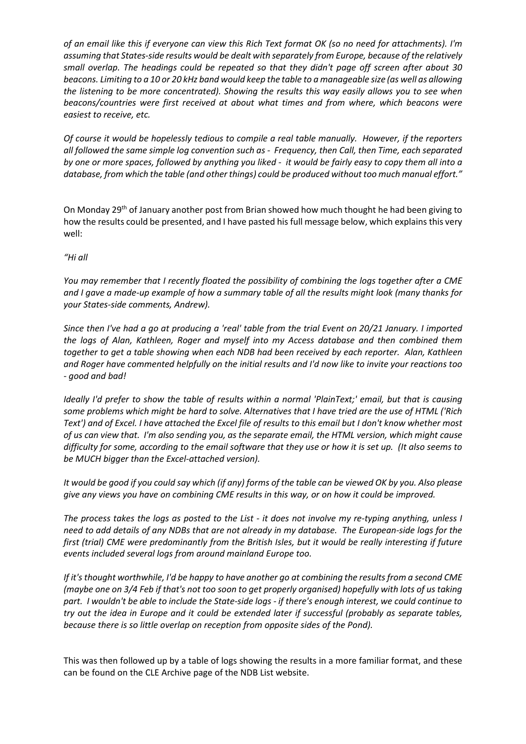*of an email like this if everyone can view this Rich Text format OK (so no need for attachments). I'm assuming that States-side results would be dealt with separately from Europe, because of the relatively small overlap. The headings could be repeated so that they didn't page off screen after about 30 beacons. Limiting to a 10 or 20 kHz band would keep the table to a manageable size (as well as allowing the listening to be more concentrated). Showing the results this way easily allows you to see when beacons/countries were first received at about what times and from where, which beacons were easiest to receive, etc.*

*Of course it would be hopelessly tedious to compile a real table manually. However, if the reporters all followed the same simple log convention such as - Frequency, then Call, then Time, each separated by one or more spaces, followed by anything you liked - it would be fairly easy to copy them all into a database, from which the table (and other things) could be produced without too much manual effort."*

On Monday 29th of January another post from Brian showed how much thought he had been giving to how the results could be presented, and I have pasted his full message below, which explains this very well:

*"Hi all*

*You may remember that I recently floated the possibility of combining the logs together after a CME and I gave a made-up example of how a summary table of all the results might look (many thanks for your States-side comments, Andrew).*

*Since then I've had a go at producing a 'real' table from the trial Event on 20/21 January. I imported the logs of Alan, Kathleen, Roger and myself into my Access database and then combined them together to get a table showing when each NDB had been received by each reporter. Alan, Kathleen and Roger have commented helpfully on the initial results and I'd now like to invite your reactions too - good and bad!*

*Ideally I'd prefer to show the table of results within a normal 'PlainText;' email, but that is causing some problems which might be hard to solve. Alternatives that I have tried are the use of HTML ('Rich Text') and of Excel. I have attached the Excel file of results to this email but I don't know whether most of us can view that. I'm also sending you, as the separate email, the HTML version, which might cause difficulty for some, according to the email software that they use or how it is set up. (It also seems to be MUCH bigger than the Excel-attached version).*

*It would be good if you could say which (if any) forms of the table can be viewed OK by you. Also please give any views you have on combining CME results in this way, or on how it could be improved.*

*The process takes the logs as posted to the List - it does not involve my re-typing anything, unless I need to add details of any NDBs that are not already in my database. The European-side logs for the first (trial) CME were predominantly from the British Isles, but it would be really interesting if future events included several logs from around mainland Europe too.*

*If it's thought worthwhile, I'd be happy to have another go at combining the results from a second CME (maybe one on 3/4 Feb if that's not too soon to get properly organised) hopefully with lots of us taking part. I wouldn't be able to include the State-side logs - if there's enough interest, we could continue to try out the idea in Europe and it could be extended later if successful (probably as separate tables, because there is so little overlap on reception from opposite sides of the Pond).*

This was then followed up by a table of logs showing the results in a more familiar format, and these can be found on the CLE Archive page of the NDB List website.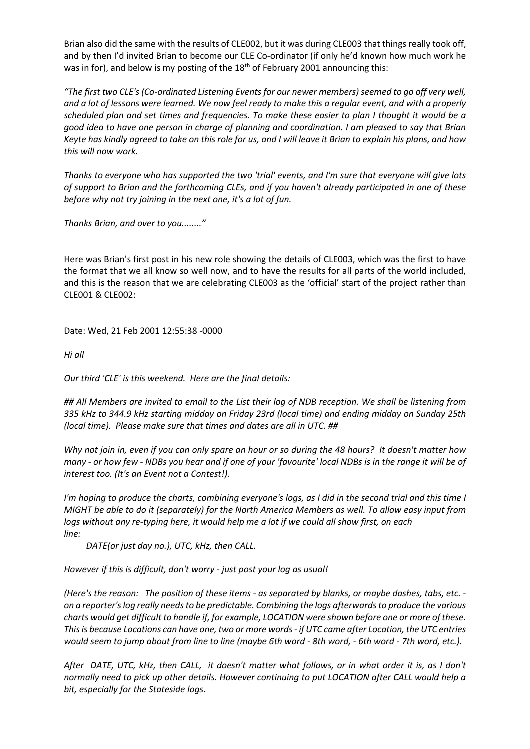Brian also did the same with the results of CLE002, but it was during CLE003 that things really took off, and by then I'd invited Brian to become our CLE Co-ordinator (if only he'd known how much work he was in for), and below is my posting of the 18th of February 2001 announcing this:

*"The first two CLE's (Co-ordinated Listening Events for our newer members) seemed to go off very well, and a lot of lessons were learned. We now feel ready to make this a regular event, and with a properly scheduled plan and set times and frequencies. To make these easier to plan I thought it would be a good idea to have one person in charge of planning and coordination. I am pleased to say that Brian Keyte has kindly agreed to take on this role for us, and I will leave it Brian to explain his plans, and how this will now work.*

*Thanks to everyone who has supported the two 'trial' events, and I'm sure that everyone will give lots of support to Brian and the forthcoming CLEs, and if you haven't already participated in one of these before why not try joining in the next one, it's a lot of fun.*

*Thanks Brian, and over to you........"*

Here was Brian's first post in his new role showing the details of CLE003, which was the first to have the format that we all know so well now, and to have the results for all parts of the world included, and this is the reason that we are celebrating CLE003 as the 'official' start of the project rather than CLE001 & CLE002:

Date: Wed, 21 Feb 2001 12:55:38 -0000

*Hi all*

*Our third 'CLE' is this weekend. Here are the final details:*

*## All Members are invited to email to the List their log of NDB reception. We shall be listening from 335 kHz to 344.9 kHz starting midday on Friday 23rd (local time) and ending midday on Sunday 25th (local time). Please make sure that times and dates are all in UTC. ##*

*Why not join in, even if you can only spare an hour or so during the 48 hours? It doesn't matter how many - or how few - NDBs you hear and if one of your 'favourite' local NDBs is in the range it will be of interest too. (It's an Event not a Contest!).*

*I'm hoping to produce the charts, combining everyone's logs, as I did in the second trial and this time I MIGHT be able to do it (separately) for the North America Members as well. To allow easy input from logs without any re-typing here, it would help me a lot if we could all show first, on each line:*

*DATE(or just day no.), UTC, kHz, then CALL.*

*However if this is difficult, don't worry - just post your log as usual!*

*(Here's the reason: The position of these items - as separated by blanks, or maybe dashes, tabs, etc. - on a reporter's log really needs to be predictable. Combining the logs afterwards to produce the various charts would get difficult to handle if, for example, LOCATION were shown before one or more of these. This is because Locations can have one, two or more words - if UTC came after Location, the UTC entries would seem to jump about from line to line (maybe 6th word - 8th word, - 6th word - 7th word, etc.).*

*After DATE, UTC, kHz, then CALL, it doesn't matter what follows, or in what order it is, as I don't normally need to pick up other details. However continuing to put LOCATION after CALL would help a bit, especially for the Stateside logs.*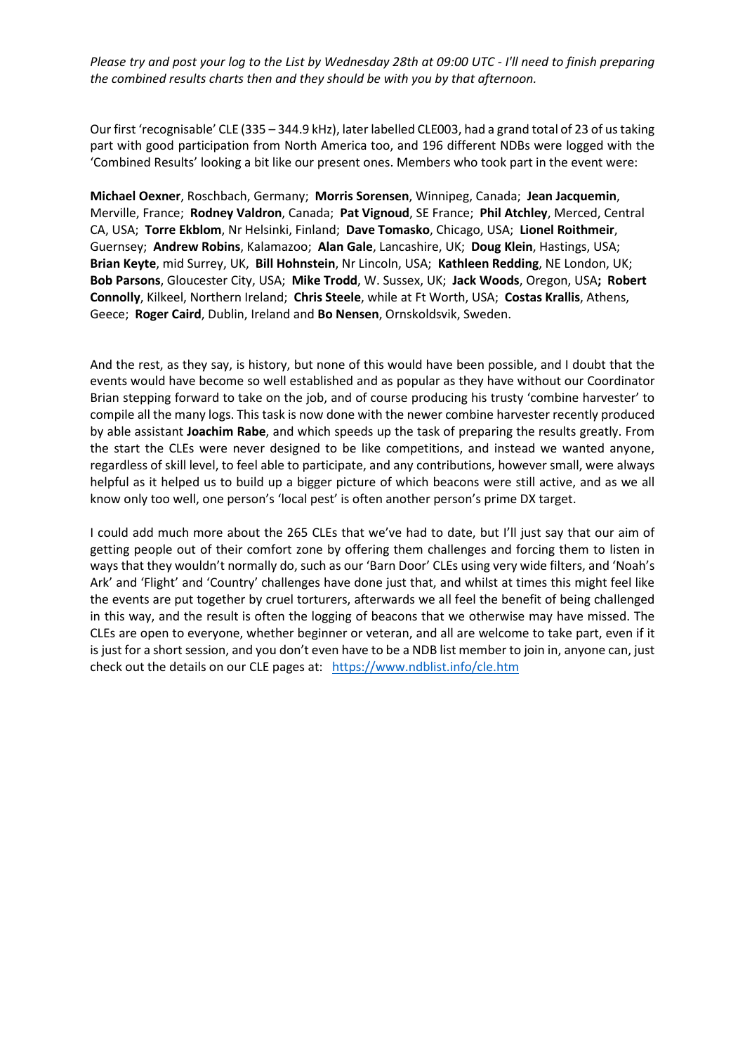*Please try and post your log to the List by Wednesday 28th at 09:00 UTC - I'll need to finish preparing the combined results charts then and they should be with you by that afternoon.*

Our first 'recognisable' CLE (335 – 344.9 kHz), later labelled CLE003, had a grand total of 23 of us taking part with good participation from North America too, and 196 different NDBs were logged with the 'Combined Results' looking a bit like our present ones. Members who took part in the event were:

**Michael Oexner**, Roschbach, Germany; **Morris Sorensen**, Winnipeg, Canada; **Jean Jacquemin**, Merville, France; **Rodney Valdron**, Canada; **Pat Vignoud**, SE France; **Phil Atchley**, Merced, Central CA, USA; **Torre Ekblom**, Nr Helsinki, Finland; **Dave Tomasko**, Chicago, USA; **Lionel Roithmeir**, Guernsey; **Andrew Robins**, Kalamazoo; **Alan Gale**, Lancashire, UK; **Doug Klein**, Hastings, USA; **Brian Keyte**, mid Surrey, UK, **Bill Hohnstein**, Nr Lincoln, USA; **Kathleen Redding**, NE London, UK; **Bob Parsons**, Gloucester City, USA; **Mike Trodd**, W. Sussex, UK; **Jack Woods**, Oregon, USA**; Robert Connolly**, Kilkeel, Northern Ireland; **Chris Steele**, while at Ft Worth, USA; **Costas Krallis**, Athens, Geece; **Roger Caird**, Dublin, Ireland and **Bo Nensen**, Ornskoldsvik, Sweden.

And the rest, as they say, is history, but none of this would have been possible, and I doubt that the events would have become so well established and as popular as they have without our Coordinator Brian stepping forward to take on the job, and of course producing his trusty 'combine harvester' to compile all the many logs. This task is now done with the newer combine harvester recently produced by able assistant **Joachim Rabe**, and which speeds up the task of preparing the results greatly. From the start the CLEs were never designed to be like competitions, and instead we wanted anyone, regardless of skill level, to feel able to participate, and any contributions, however small, were always helpful as it helped us to build up a bigger picture of which beacons were still active, and as we all know only too well, one person's 'local pest' is often another person's prime DX target.

I could add much more about the 265 CLEs that we've had to date, but I'll just say that our aim of getting people out of their comfort zone by offering them challenges and forcing them to listen in ways that they wouldn't normally do, such as our 'Barn Door' CLEs using very wide filters, and 'Noah's Ark' and 'Flight' and 'Country' challenges have done just that, and whilst at times this might feel like the events are put together by cruel torturers, afterwards we all feel the benefit of being challenged in this way, and the result is often the logging of beacons that we otherwise may have missed. The CLEs are open to everyone, whether beginner or veteran, and all are welcome to take part, even if it is just for a short session, and you don't even have to be a NDB list member to join in, anyone can, just check out the details on our CLE pages at: [https://www.ndblist.info/cle.htm](https://www.ndblist.info/cle.htm)